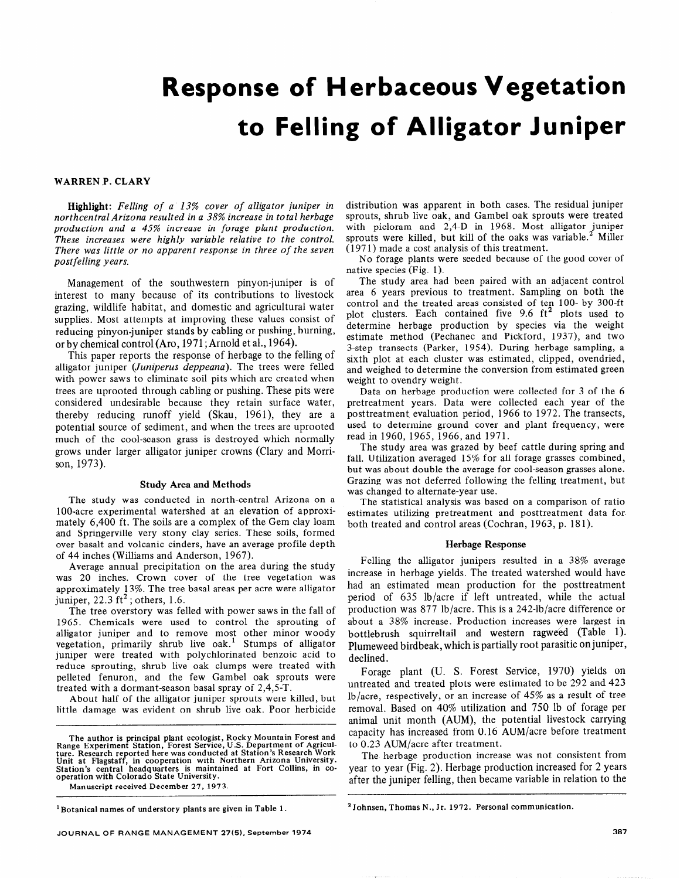# Response of Herbaceous Vegetation to Felling of Alligator Juniper

WARREN P. CLARY

**Highlight:** *Felling of a 13% cover of alligator juniper in northcentral Arizona resulted in a 38% increase in total herbage production and a 45% increase in forage plant production. These increases were highly variable relative to the control. There was little or no apparent response in three of the seven postfelling years.*

Management of the southwestern pinyon-juniper is of interest to many because of its contributions to livestock grazing, wildlife habitat, and domestic and agricultural water supplies. Most attempts at improving these values consist of reducing pinyon-juniper stands by cabling or pushing, burning, or by chemical control (Aro, 1971; Arnold et al., 1964).

This paper reports the response of herbage to the felling of alligator juniper (*Juniperus deppeana*). The trees were felled with power saws to eliminate soil pits which are created when trees are uprooted through cabling or pushing. These pits were considered undesirable because they retain surface water, thereby reducing runoff yield (Skau, 1961), they are a potential source of sediment, and when the trees are uprooted much of the cool-season grass is destroyed which normally grows under larger alligator juniper crowns (Clary and Morrison, 1973).

## Study Area and Methods

The study was conducted in north-central Arizona on a 100-acre experimental watershed at an elevation of approximately 6,400 ft. The soils are a complex of the Gem clay loam and Springerville very stony clay series. These soils, formed over basalt and volcanic cinders, have an average profile depth of 44 inches (Williams and Anderson, 1967).

Average annual precipitation on the area during the study was 20 inches. Crown cover of the tree vegetation was approximately 13%. The tree basal areas per acre were alligator juniper, 22.3 ft$^2$; others, 1.6.

The tree overstory was felled with power saws in the fall of 1965. Chemicals were used to control the sprouting of alligator juniper and to remove most other minor woody vegetation, primarily shrub live oak.[1] Stumps of alligator juniper were treated with polychlorinated benzoic acid to reduce sprouting, shrub live oak clumps were treated with pelleted fenuron, and the few Gambel oak sprouts were treated with a dormant-season basal spray of 2,4,5-T.

About half of the alligator juniper sprouts were killed, but little damage was evident on shrub live oak. Poor herbicide distribution was apparent in both cases. The residual juniper sprouts, shrub live oak, and Gambel oak sprouts were treated with picloram and 2,4-D in 1968. Most alligator juniper sprouts were killed, but kill of the oaks was variable.[2] Miller (1971) made a cost analysis of this treatment.

No forage plants were seeded because of the good cover of native species (Fig. 1).

The study area had been paired with an adjacent control area 6 years previous to treatment. Sampling on both the control and the treated areas consisted of ten 100- by 300-ft plot clusters. Each contained five 9.6 ft$^2$ plots used to determine herbage production by species via the weight estimate method (Pechanec and Pickford, 1937), and two 3-step transects (Parker, 1954). During herbage sampling, a sixth plot at each cluster was estimated, clipped, ovendried, and weighed to determine the conversion from estimated green weight to ovendry weight.

Data on herbage production were collected for 3 of the 6 pretreatment years. Data were collected each year of the posttreatment evaluation period, 1966 to 1972. The transects, used to determine ground cover and plant frequency, were read in 1960, 1965, 1966, and 1971.

The study area was grazed by beef cattle during spring and fall. Utilization averaged 15% for all forage grasses combined, but was about double the average for cool-season grasses alone. Grazing was not deferred following the felling treatment, but was changed to alternate-year use.

The statistical analysis was based on a comparison of ratio estimates utilizing pretreatment and posttreatment data for both treated and control areas (Cochran, 1963, p. 181).

## Herbage Response

Felling the alligator junipers resulted in a 38% average increase in herbage yields. The treated watershed would have had an estimated mean production for the posttreatment period of 635 lb/acre if left untreated, while the actual production was 877 lb/acre. This is a 242-lb/acre difference or about a 38% increase. Production increases were largest in bottlebrush squirreltail and western ragweed (Table 1). Plumeweed birdbeak, which is partially root parasitic on juniper, declined.

Forage plant (U. S. Forest Service, 1970) yields on untreated and treated plots were estimated to be 292 and 423 lb/acre, respectively, or an increase of 45% as a result of tree removal. Based on 40% utilization and 750 lb of forage per animal unit month (AUM), the potential livestock carrying capacity has increased from 0.16 AUM/acre before treatment to 0.23 AUM/acre after treatment.

The herbage production increase was not consistent from year to year (Fig. 2). Herbage production increased for 2 years after the juniper felling, then became variable in relation to the

---

The author is principal plant ecologist, Rocky Mountain Forest and Range Experiment Station, Forest Service, U.S. Department of Agriculture. Research reported here was conducted at Station's Research Work Unit at Flagstaff, in cooperation with Northern Arizona University. Station's central headquarters is maintained at Fort Collins, in cooperation with Colorado State University.

Manuscript received December 27, 1973.

[1] Botanical names of understory plants are given in Table 1.

[2] Johnsen, Thomas N., Jr. 1972. Personal communication.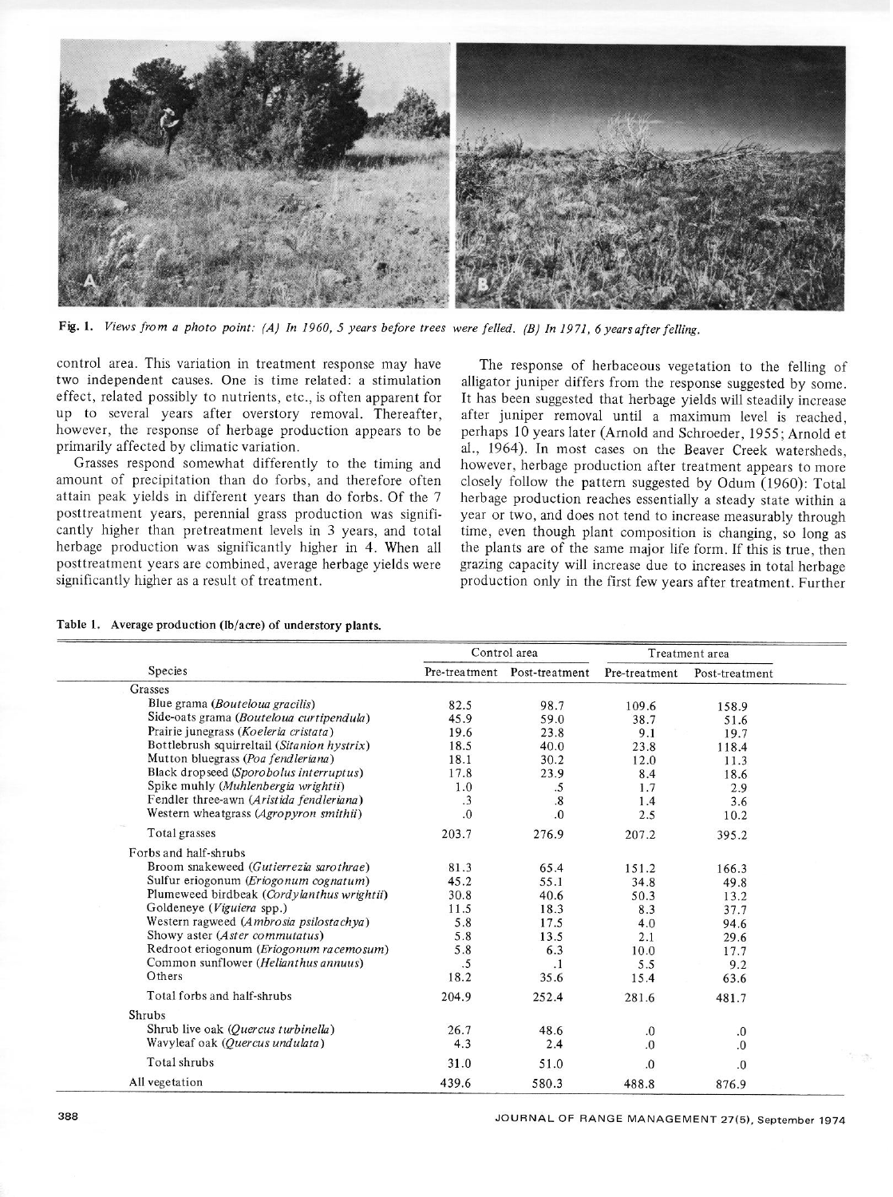Fig. 1. *Views from a photo point: (A) In 1960, 5 years before trees were felled. (B) In 1971, 6 years after felling.*

control area. This variation in treatment response may have two independent causes. One is time related: a stimulation effect, related possibly to nutrients, etc., is often apparent for up to several years after overstory removal. Thereafter, however, the response of herbage production appears to be primarily affected by climatic variation.

Grasses respond somewhat differently to the timing and amount of precipitation than do forbs, and therefore often attain peak yields in different years than do forbs. Of the 7 posttreatment years, perennial grass production was significantly higher than pretreatment levels in 3 years, and total herbage production was significantly higher in 4. When all posttreatment years are combined, average herbage yields were significantly higher as a result of treatment.

The response of herbaceous vegetation to the felling of alligator juniper differs from the response suggested by some. It has been suggested that herbage yields will steadily increase after juniper removal until a maximum level is reached, perhaps 10 years later (Arnold and Schroeder, 1955; Arnold et al., 1964). In most cases on the Beaver Creek watersheds, however, herbage production after treatment appears to more closely follow the pattern suggested by Odum (1960): Total herbage production reaches essentially a steady state within a year or two, and does not tend to increase measurably through time, even though plant composition is changing, so long as the plants are of the same major life form. If this is true, then grazing capacity will increase due to increases in total herbage production only in the first few years after treatment. Further

Table 1. Average production (lb/acre) of understory plants.

| Species | Control area | | Treatment area | |
|---|---|---|---|---|
| | Pre-treatment | Post-treatment | Pre-treatment | Post-treatment |
| **Grasses** | | | | |
| Blue grama (*Bouteloua gracilis*) | 82.5 | 98.7 | 109.6 | 158.9 |
| Side-oats grama (*Bouteloua curtipendula*) | 45.9 | 59.0 | 38.7 | 51.6 |
| Prairie junegrass (*Koeleria cristata*) | 19.6 | 23.8 | 9.1 | 19.7 |
| Bottlebrush squirreltail (*Sitanion hystrix*) | 18.5 | 40.0 | 23.8 | 118.4 |
| Mutton bluegrass (*Poa fendleriana*) | 18.1 | 30.2 | 12.0 | 11.3 |
| Black dropseed (*Sporobolus interruptus*) | 17.8 | 23.9 | 8.4 | 18.6 |
| Spike muhly (*Muhlenbergia wrightii*) | 1.0 | .5 | 1.7 | 2.9 |
| Fendler three-awn (*Aristida fendleriana*) | .3 | .8 | 1.4 | 3.6 |
| Western wheatgrass (*Agropyron smithii*) | .0 | .0 | 2.5 | 10.2 |
| Total grasses | 203.7 | 276.9 | 207.2 | 395.2 |
| **Forbs and half-shrubs** | | | | |
| Broom snakeweed (*Gutierrezia sarothrae*) | 81.3 | 65.4 | 151.2 | 166.3 |
| Sulfur eriogonum (*Eriogonum cognatum*) | 45.2 | 55.1 | 34.8 | 49.8 |
| Plumeweed birdbeak (*Cordylanthus wrightii*) | 30.8 | 40.6 | 50.3 | 13.2 |
| Goldeneye (*Viguiera* spp.) | 11.5 | 18.3 | 8.3 | 37.7 |
| Western ragweed (*Ambrosia psilostachya*) | 5.8 | 17.5 | 4.0 | 94.6 |
| Showy aster (*Aster commutatus*) | 5.8 | 13.5 | 2.1 | 29.6 |
| Redroot eriogonum (*Eriogonum racemosum*) | 5.8 | 6.3 | 10.0 | 17.7 |
| Common sunflower (*Helianthus annuus*) | .5 | .1 | 5.5 | 9.2 |
| Others | 18.2 | 35.6 | 15.4 | 63.6 |
| Total forbs and half-shrubs | 204.9 | 252.4 | 281.6 | 481.7 |
| **Shrubs** | | | | |
| Shrub live oak (*Quercus turbinella*) | 26.7 | 48.6 | .0 | .0 |
| Wavyleaf oak (*Quercus undulata*) | 4.3 | 2.4 | .0 | .0 |
| Total shrubs | 31.0 | 51.0 | .0 | .0 |
| All vegetation | 439.6 | 580.3 | 488.8 | 876.9 |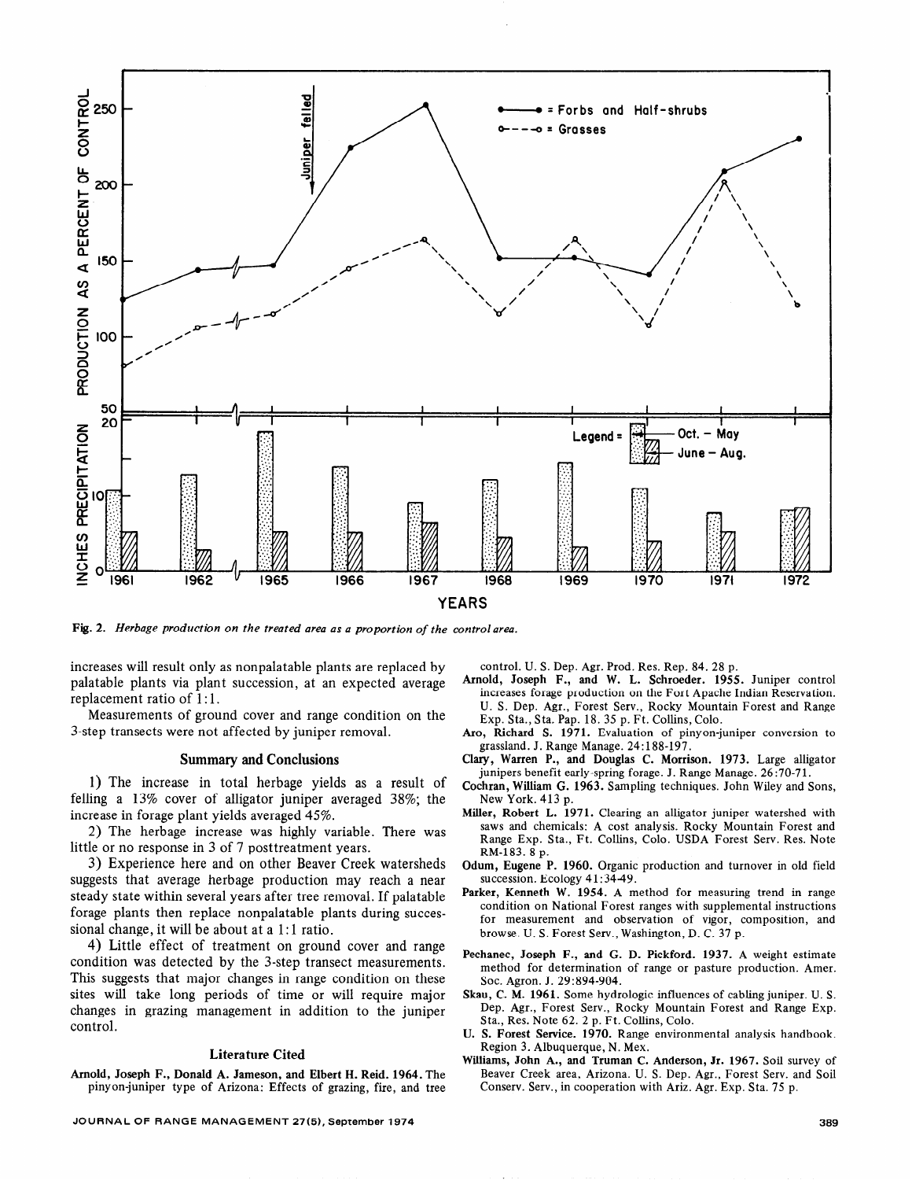PRODUCTION AS A PERCENT OF CONTROL

250

200

150

100

50

Juniper felled

●—● = Forbs and Half-shrubs

o- - -o = Grasses

INCHES PRECIPITATION

20

10

0

Legend = Oct. – May

June – Aug.

1961 1962 1965 1966 1967 1968 1969 1970 1971 1972

YEARS

**Fig. 2.** *Herbage production on the treated area as a proportion of the control area.*

increases will result only as nonpalatable plants are replaced by palatable plants via plant succession, at an expected average replacement ratio of 1:1.

Measurements of ground cover and range condition on the 3-step transects were not affected by juniper removal.

## Summary and Conclusions

1) The increase in total herbage yields as a result of felling a 13% cover of alligator juniper averaged 38%; the increase in forage plant yields averaged 45%.

2) The herbage increase was highly variable. There was little or no response in 3 of 7 posttreatment years.

3) Experience here and on other Beaver Creek watersheds suggests that average herbage production may reach a near steady state within several years after tree removal. If palatable forage plants then replace nonpalatable plants during successional change, it will be about at a 1:1 ratio.

4) Little effect of treatment on ground cover and range condition was detected by the 3-step transect measurements. This suggests that major changes in range condition on these sites will take long periods of time or will require major changes in grazing management in addition to the juniper control.

## Literature Cited

**Arnold, Joseph F., Donald A. Jameson, and Elbert H. Reid. 1964.** The pinyon-juniper type of Arizona: Effects of grazing, fire, and tree control. U. S. Dep. Agr. Prod. Res. Rep. 84. 28 p.

**Arnold, Joseph F., and W. L. Schroeder. 1955.** Juniper control increases forage production on the Fort Apache Indian Reservation. U. S. Dep. Agr., Forest Serv., Rocky Mountain Forest and Range Exp. Sta., Sta. Pap. 18. 35 p. Ft. Collins, Colo.

**Aro, Richard S. 1971.** Evaluation of pinyon-juniper conversion to grassland. J. Range Manage. 24:188-197.

**Clary, Warren P., and Douglas C. Morrison. 1973.** Large alligator junipers benefit early-spring forage. J. Range Manage. 26:70-71.

**Cochran, William G. 1963.** Sampling techniques. John Wiley and Sons, New York. 413 p.

**Miller, Robert L. 1971.** Clearing an alligator juniper watershed with saws and chemicals: A cost analysis. Rocky Mountain Forest and Range Exp. Sta., Ft. Collins, Colo. USDA Forest Serv. Res. Note RM-183. 8 p.

**Odum, Eugene P. 1960.** Organic production and turnover in old field succession. Ecology 41:34-49.

**Parker, Kenneth W. 1954.** A method for measuring trend in range condition on National Forest ranges with supplemental instructions for measurement and observation of vigor, composition, and browse. U. S. Forest Serv., Washington, D. C. 37 p.

**Pechanec, Joseph F., and G. D. Pickford. 1937.** A weight estimate method for determination of range or pasture production. Amer. Soc. Agron. J. 29:894-904.

**Skau, C. M. 1961.** Some hydrologic influences of cabling juniper. U. S. Dep. Agr., Forest Serv., Rocky Mountain Forest and Range Exp. Sta., Res. Note 62. 2 p. Ft. Collins, Colo.

**U. S. Forest Service. 1970.** Range environmental analysis handbook. Region 3. Albuquerque, N. Mex.

**Williams, John A., and Truman C. Anderson, Jr. 1967.** Soil survey of Beaver Creek area, Arizona. U. S. Dep. Agr., Forest Serv. and Soil Conserv. Serv., in cooperation with Ariz. Agr. Exp. Sta. 75 p.